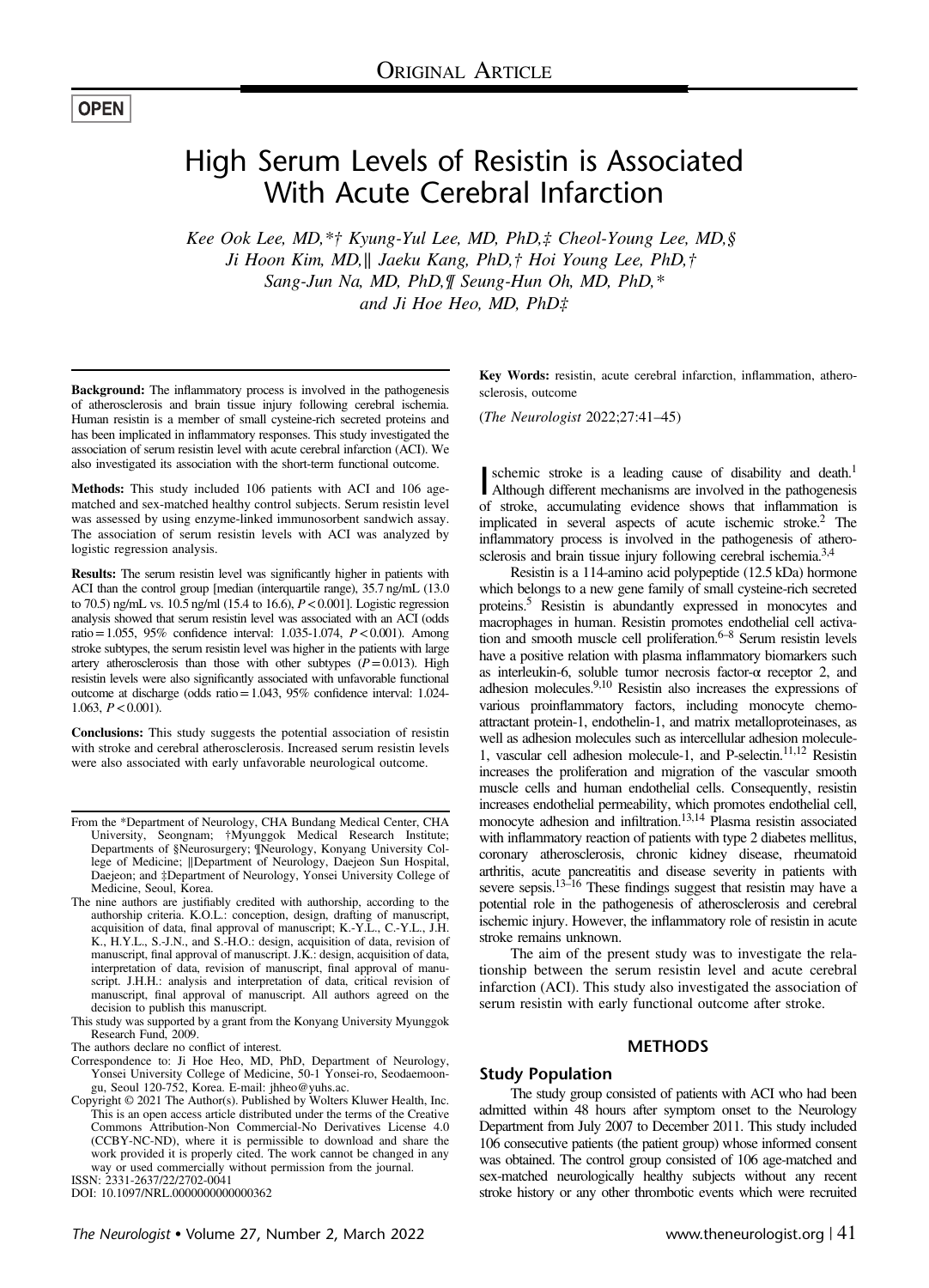ORIGINAL ARTICLE

OPEN

# High Serum Levels of Resistin is Associated With Acute Cerebral Infarction

*Kee Ook Lee, MD,\*† Kyung-Yul Lee, MD, PhD,‡ Cheol-Young Lee, MD,§ Ji Hoon Kim, MD,‖ Jaeku Kang, PhD,† Hoi Young Lee, PhD,† Sang-Jun Na, MD, PhD,¶ Seung-Hun Oh, MD, PhD,\* and Ji Hoe Heo, MD, PhD‡*

**Background:** The inflammatory process is involved in the pathogenesis of atherosclerosis and brain tissue injury following cerebral ischemia. Human resistin is a member of small cysteine-rich secreted proteins and has been implicated in inflammatory responses. This study investigated the association of serum resistin level with acute cerebral infarction (ACI). We also investigated its association with the short-term functional outcome.

**Methods:** This study included 106 patients with ACI and 106 age-matched and sex-matched healthy control subjects. Serum resistin level was assessed by using enzyme-linked immunosorbent sandwich assay. The association of serum resistin levels with ACI was analyzed by logistic regression analysis.

**Results:** The serum resistin level was significantly higher in patients with ACI than the control group [median (interquartile range), 35.7 ng/mL (13.0 to 70.5) ng/mL vs. 10.5 ng/ml (15.4 to 16.6), $P<0.001$]. Logistic regression analysis showed that serum resistin level was associated with an ACI (odds ratio = 1.055, 95% confidence interval: 1.035-1.074, $P<0.001$). Among stroke subtypes, the serum resistin level was higher in the patients with large artery atherosclerosis than those with other subtypes ($P=0.013$). High resistin levels were also significantly associated with unfavorable functional outcome at discharge (odds ratio = 1.043, 95% confidence interval: 1.024-1.063, $P<0.001$).

**Conclusions:** This study suggests the potential association of resistin with stroke and cerebral atherosclerosis. Increased serum resistin levels were also associated with early unfavorable neurological outcome.

**Key Words:** resistin, acute cerebral infarction, inflammation, atherosclerosis, outcome

(*The Neurologist* 2022;27:41–45)

From the \*Department of Neurology, CHA Bundang Medical Center, CHA University, Seongnam; †Myunggok Medical Research Institute; Departments of §Neurosurgery; ¶Neurology, Konyang University College of Medicine; ‖Department of Neurology, Daejeon Sun Hospital, Daejeon; and ‡Department of Neurology, Yonsei University College of Medicine, Seoul, Korea.

The nine authors are justifiably credited with authorship, according to the authorship criteria. K.O.L.: conception, design, drafting of manuscript, acquisition of data, final approval of manuscript; K.-Y.L., C.-Y.L., J.H. K., H.Y.L., S.-J.N., and S.-H.O.: design, acquisition of data, revision of manuscript, final approval of manuscript. J.K.: design, acquisition of data, interpretation of data, revision of manuscript, final approval of manuscript. J.H.H.: analysis and interpretation of data, critical revision of manuscript, final approval of manuscript. All authors agreed on the decision to publish this manuscript.

This study was supported by a grant from the Konyang University Myunggok Research Fund, 2009.

The authors declare no conflict of interest.

Correspondence to: Ji Hoe Heo, MD, PhD, Department of Neurology, Yonsei University College of Medicine, 50-1 Yonsei-ro, Seodaemoon-gu, Seoul 120-752, Korea. E-mail: jhheo@yuhs.ac.

Copyright © 2021 The Author(s). Published by Wolters Kluwer Health, Inc. This is an open access article distributed under the terms of the Creative Commons Attribution-Non Commercial-No Derivatives License 4.0 (CCBY-NC-ND), where it is permissible to download and share the work provided it is properly cited. The work cannot be changed in any way or used commercially without permission from the journal.

ISSN: 2331-2637/22/2702-0041

DOI: 10.1097/NRL.0000000000000362

Ischemic stroke is a leading cause of disability and death.[1] Although different mechanisms are involved in the pathogenesis of stroke, accumulating evidence shows that inflammation is implicated in several aspects of acute ischemic stroke.[2] The inflammatory process is involved in the pathogenesis of atherosclerosis and brain tissue injury following cerebral ischemia.[3,4]

Resistin is a 114-amino acid polypeptide (12.5 kDa) hormone which belongs to a new gene family of small cysteine-rich secreted proteins.[5] Resistin is abundantly expressed in monocytes and macrophages in human. Resistin promotes endothelial cell activation and smooth muscle cell proliferation.[6–8] Serum resistin levels have a positive relation with plasma inflammatory biomarkers such as interleukin-6, soluble tumor necrosis factor-α receptor 2, and adhesion molecules.[9,10] Resistin also increases the expressions of various proinflammatory factors, including monocyte chemoattractant protein-1, endothelin-1, and matrix metalloproteinases, as well as adhesion molecules such as intercellular adhesion molecule-1, vascular cell adhesion molecule-1, and P-selectin.[11,12] Resistin increases the proliferation and migration of the vascular smooth muscle cells and human endothelial cells. Consequently, resistin increases endothelial permeability, which promotes endothelial cell, monocyte adhesion and infiltration.[13,14] Plasma resistin associated with inflammatory reaction of patients with type 2 diabetes mellitus, coronary atherosclerosis, chronic kidney disease, rheumatoid arthritis, acute pancreatitis and disease severity in patients with severe sepsis.[13–16] These findings suggest that resistin may have a potential role in the pathogenesis of atherosclerosis and cerebral ischemic injury. However, the inflammatory role of resistin in acute stroke remains unknown.

The aim of the present study was to investigate the relationship between the serum resistin level and acute cerebral infarction (ACI). This study also investigated the association of serum resistin with early functional outcome after stroke.

## METHODS

### Study Population

The study group consisted of patients with ACI who had been admitted within 48 hours after symptom onset to the Neurology Department from July 2007 to December 2011. This study included 106 consecutive patients (the patient group) whose informed consent was obtained. The control group consisted of 106 age-matched and sex-matched neurologically healthy subjects without any recent stroke history or any other thrombotic events which were recruited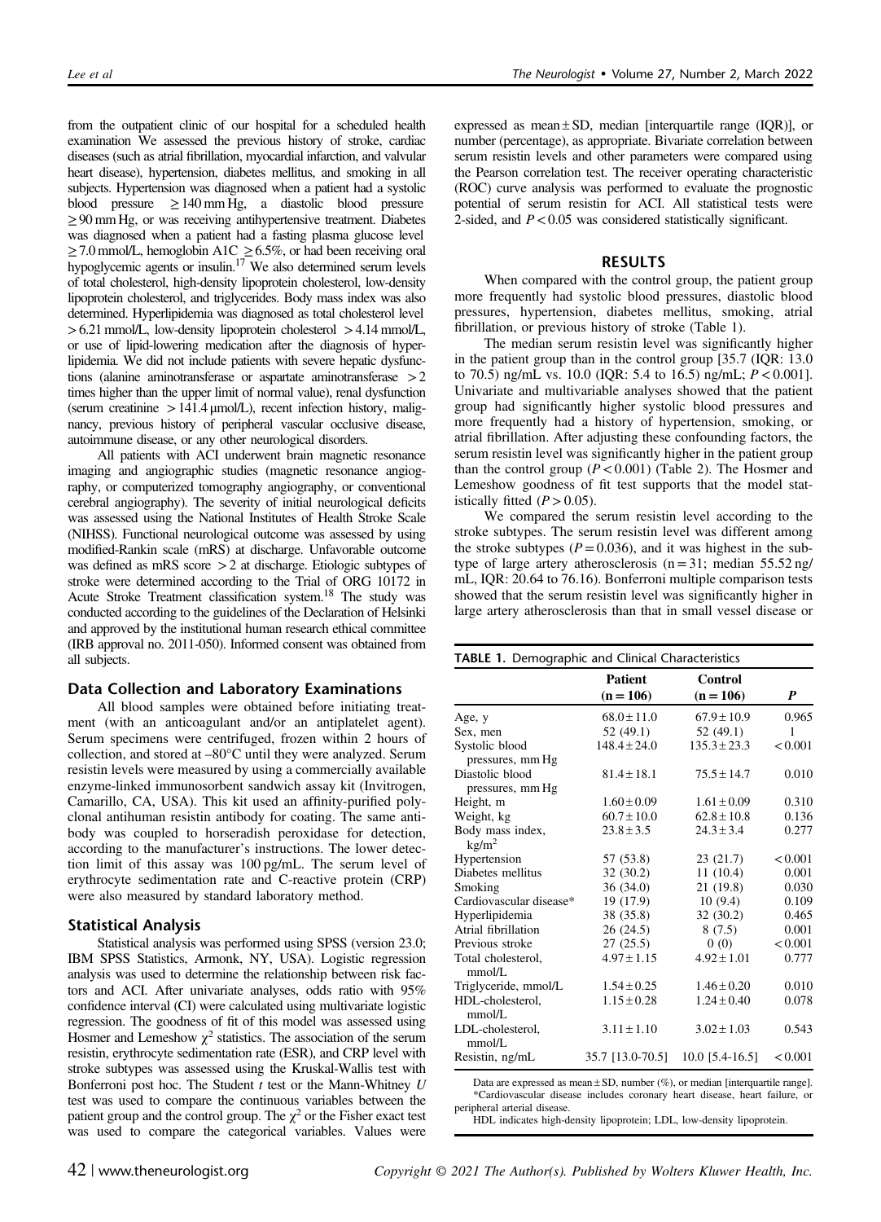from the outpatient clinic of our hospital for a scheduled health examination We assessed the previous history of stroke, cardiac diseases (such as atrial fibrillation, myocardial infarction, and valvular heart disease), hypertension, diabetes mellitus, and smoking in all subjects. Hypertension was diagnosed when a patient had a systolic blood pressure ≥140 mm Hg, a diastolic blood pressure ≥90 mm Hg, or was receiving antihypertensive treatment. Diabetes was diagnosed when a patient had a fasting plasma glucose level ≥7.0 mmol/L, hemoglobin A1C ≥6.5%, or had been receiving oral hypoglycemic agents or insulin.[17] We also determined serum levels of total cholesterol, high-density lipoprotein cholesterol, low-density lipoprotein cholesterol, and triglycerides. Body mass index was also determined. Hyperlipidemia was diagnosed as total cholesterol level >6.21 mmol/L, low-density lipoprotein cholesterol >4.14 mmol/L, or use of lipid-lowering medication after the diagnosis of hyperlipidemia. We did not include patients with severe hepatic dysfunctions (alanine aminotransferase or aspartate aminotransferase >2 times higher than the upper limit of normal value), renal dysfunction (serum creatinine >141.4 μmol/L), recent infection history, malignancy, previous history of peripheral vascular occlusive disease, autoimmune disease, or any other neurological disorders.

All patients with ACI underwent brain magnetic resonance imaging and angiographic studies (magnetic resonance angiography, or computerized tomography angiography, or conventional cerebral angiography). The severity of initial neurological deficits was assessed using the National Institutes of Health Stroke Scale (NIHSS). Functional neurological outcome was assessed by using modified-Rankin scale (mRS) at discharge. Unfavorable outcome was defined as mRS score >2 at discharge. Etiologic subtypes of stroke were determined according to the Trial of ORG 10172 in Acute Stroke Treatment classification system.[18] The study was conducted according to the guidelines of the Declaration of Helsinki and approved by the institutional human research ethical committee (IRB approval no. 2011-050). Informed consent was obtained from all subjects.

## Data Collection and Laboratory Examinations

All blood samples were obtained before initiating treatment (with an anticoagulant and/or an antiplatelet agent). Serum specimens were centrifuged, frozen within 2 hours of collection, and stored at –80°C until they were analyzed. Serum resistin levels were measured by using a commercially available enzyme-linked immunosorbent sandwich assay kit (Invitrogen, Camarillo, CA, USA). This kit used an affinity-purified polyclonal antihuman resistin antibody for coating. The same antibody was coupled to horseradish peroxidase for detection, according to the manufacturer's instructions. The lower detection limit of this assay was 100 pg/mL. The serum level of erythrocyte sedimentation rate and C-reactive protein (CRP) were also measured by standard laboratory method.

## Statistical Analysis

Statistical analysis was performed using SPSS (version 23.0; IBM SPSS Statistics, Armonk, NY, USA). Logistic regression analysis was used to determine the relationship between risk factors and ACI. After univariate analyses, odds ratio with 95% confidence interval (CI) were calculated using multivariate logistic regression. The goodness of fit of this model was assessed using Hosmer and Lemeshow $\chi^2$ statistics. The association of the serum resistin, erythrocyte sedimentation rate (ESR), and CRP level with stroke subtypes was assessed using the Kruskal-Wallis test with Bonferroni post hoc. The Student $t$ test or the Mann-Whitney $U$ test was used to compare the continuous variables between the patient group and the control group. The $\chi^2$ or the Fisher exact test was used to compare the categorical variables. Values were expressed as mean±SD, median [interquartile range (IQR)], or number (percentage), as appropriate. Bivariate correlation between serum resistin levels and other parameters were compared using the Pearson correlation test. The receiver operating characteristic (ROC) curve analysis was performed to evaluate the prognostic potential of serum resistin for ACI. All statistical tests were 2-sided, and $P<0.05$ was considered statistically significant.

## RESULTS

When compared with the control group, the patient group more frequently had systolic blood pressures, diastolic blood pressures, hypertension, diabetes mellitus, smoking, atrial fibrillation, or previous history of stroke (Table 1).

The median serum resistin level was significantly higher in the patient group than in the control group [35.7 (IQR: 13.0 to 70.5) ng/mL vs. 10.0 (IQR: 5.4 to 16.5) ng/mL; $P<0.001$]. Univariate and multivariable analyses showed that the patient group had significantly higher systolic blood pressures and more frequently had a history of hypertension, smoking, or atrial fibrillation. After adjusting these confounding factors, the serum resistin level was significantly higher in the patient group than the control group ($P<0.001$) (Table 2). The Hosmer and Lemeshow goodness of fit test supports that the model statistically fitted ($P>0.05$).

We compared the serum resistin level according to the stroke subtypes. The serum resistin level was different among the stroke subtypes ($P=0.036$), and it was highest in the subtype of large artery atherosclerosis (n=31; median 55.52 ng/mL, IQR: 20.64 to 76.16). Bonferroni multiple comparison tests showed that the serum resistin level was significantly higher in large artery atherosclerosis than that in small vessel disease or

**TABLE 1.** Demographic and Clinical Characteristics

| | Patient (n=106) | Control (n=106) | *P* |
|---|---|---|---|
| Age, y | 68.0±11.0 | 67.9±10.9 | 0.965 |
| Sex, men | 52 (49.1) | 52 (49.1) | 1 |
| Systolic blood pressures, mm Hg | 148.4±24.0 | 135.3±23.3 | <0.001 |
| Diastolic blood pressures, mm Hg | 81.4±18.1 | 75.5±14.7 | 0.010 |
| Height, m | 1.60±0.09 | 1.61±0.09 | 0.310 |
| Weight, kg | 60.7±10.0 | 62.8±10.8 | 0.136 |
| Body mass index, kg/m² | 23.8±3.5 | 24.3±3.4 | 0.277 |
| Hypertension | 57 (53.8) | 23 (21.7) | <0.001 |
| Diabetes mellitus | 32 (30.2) | 11 (10.4) | 0.001 |
| Smoking | 36 (34.0) | 21 (19.8) | 0.030 |
| Cardiovascular disease* | 19 (17.9) | 10 (9.4) | 0.109 |
| Hyperlipidemia | 38 (35.8) | 32 (30.2) | 0.465 |
| Atrial fibrillation | 26 (24.5) | 8 (7.5) | 0.001 |
| Previous stroke | 27 (25.5) | 0 (0) | <0.001 |
| Total cholesterol, mmol/L | 4.97±1.15 | 4.92±1.01 | 0.777 |
| Triglyceride, mmol/L | 1.54±0.25 | 1.46±0.20 | 0.010 |
| HDL-cholesterol, mmol/L | 1.15±0.28 | 1.24±0.40 | 0.078 |
| LDL-cholesterol, mmol/L | 3.11±1.10 | 3.02±1.03 | 0.543 |
| Resistin, ng/mL | 35.7 [13.0-70.5] | 10.0 [5.4-16.5] | <0.001 |

Data are expressed as mean±SD, number (%), or median [interquartile range].
*Cardiovascular disease includes coronary heart disease, heart failure, or peripheral arterial disease.
HDL indicates high-density lipoprotein; LDL, low-density lipoprotein.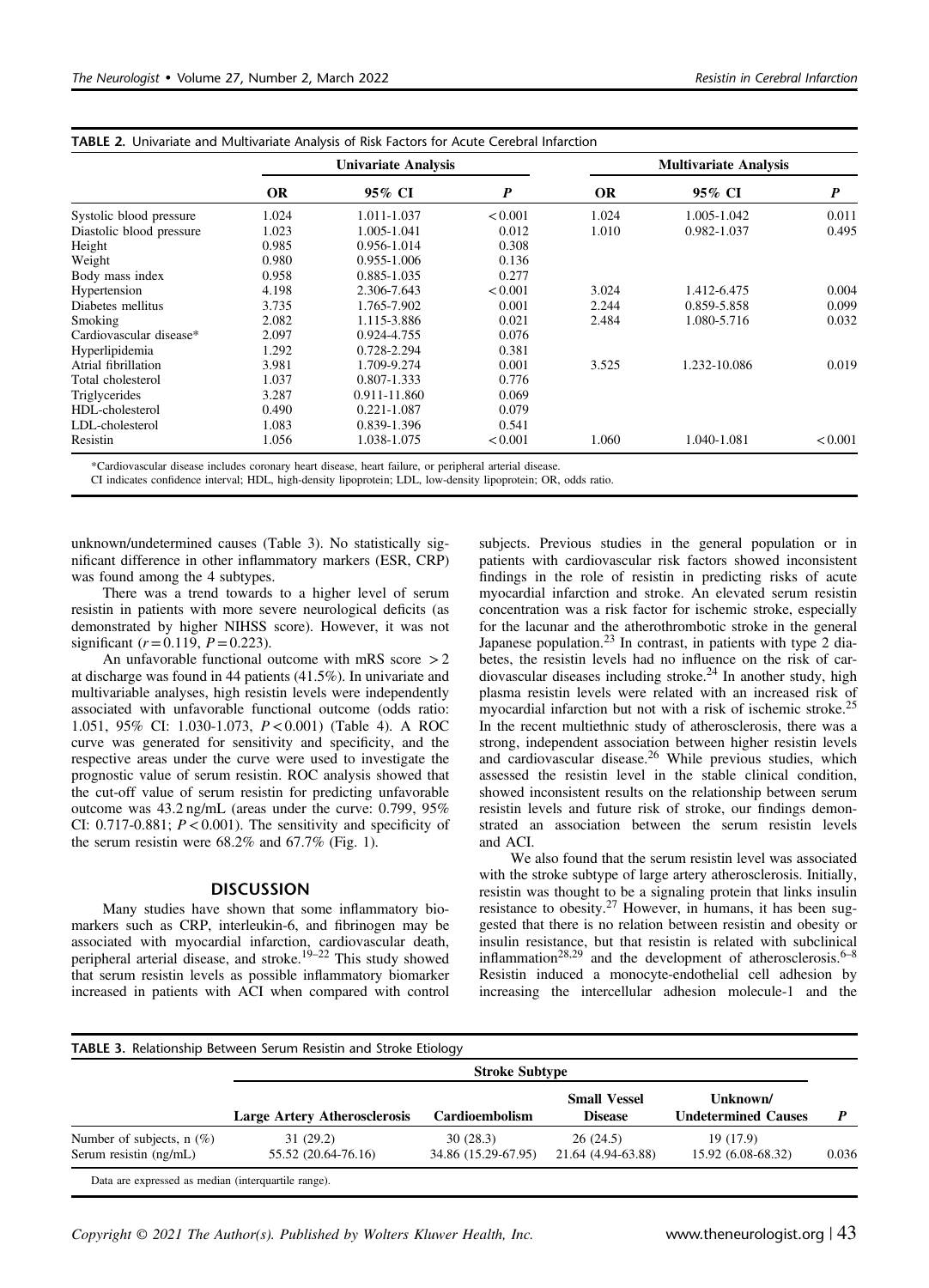**TABLE 2.** Univariate and Multivariate Analysis of Risk Factors for Acute Cerebral Infarction

| | Univariate Analysis | | | Multivariate Analysis | | |
|---|---|---|---|---|---|---|
| | OR | 95% CI | $P$ | OR | 95% CI | $P$ |
| Systolic blood pressure | 1.024 | 1.011-1.037 | < 0.001 | 1.024 | 1.005-1.042 | 0.011 |
| Diastolic blood pressure | 1.023 | 1.005-1.041 | 0.012 | 1.010 | 0.982-1.037 | 0.495 |
| Height | 0.985 | 0.956-1.014 | 0.308 | | | |
| Weight | 0.980 | 0.955-1.006 | 0.136 | | | |
| Body mass index | 0.958 | 0.885-1.035 | 0.277 | | | |
| Hypertension | 4.198 | 2.306-7.643 | < 0.001 | 3.024 | 1.412-6.475 | 0.004 |
| Diabetes mellitus | 3.735 | 1.765-7.902 | 0.001 | 2.244 | 0.859-5.858 | 0.099 |
| Smoking | 2.082 | 1.115-3.886 | 0.021 | 2.484 | 1.080-5.716 | 0.032 |
| Cardiovascular disease* | 2.097 | 0.924-4.755 | 0.076 | | | |
| Hyperlipidemia | 1.292 | 0.728-2.294 | 0.381 | | | |
| Atrial fibrillation | 3.981 | 1.709-9.274 | 0.001 | 3.525 | 1.232-10.086 | 0.019 |
| Total cholesterol | 1.037 | 0.807-1.333 | 0.776 | | | |
| Triglycerides | 3.287 | 0.911-11.860 | 0.069 | | | |
| HDL-cholesterol | 0.490 | 0.221-1.087 | 0.079 | | | |
| LDL-cholesterol | 1.083 | 0.839-1.396 | 0.541 | | | |
| Resistin | 1.056 | 1.038-1.075 | < 0.001 | 1.060 | 1.040-1.081 | < 0.001 |

*Cardiovascular disease includes coronary heart disease, heart failure, or peripheral arterial disease.

CI indicates confidence interval; HDL, high-density lipoprotein; LDL, low-density lipoprotein; OR, odds ratio.

unknown/undetermined causes (Table 3). No statistically significant difference in other inflammatory markers (ESR, CRP) was found among the 4 subtypes.

There was a trend towards to a higher level of serum resistin in patients with more severe neurological deficits (as demonstrated by higher NIHSS score). However, it was not significant ($r = 0.119$, $P = 0.223$).

An unfavorable functional outcome with mRS score $> 2$ at discharge was found in 44 patients (41.5%). In univariate and multivariable analyses, high resistin levels were independently associated with unfavorable functional outcome (odds ratio: 1.051, 95% CI: 1.030-1.073, $P < 0.001$) (Table 4). A ROC curve was generated for sensitivity and specificity, and the respective areas under the curve were used to investigate the prognostic value of serum resistin. ROC analysis showed that the cut-off value of serum resistin for predicting unfavorable outcome was 43.2 ng/mL (areas under the curve: 0.799, 95% CI: 0.717-0.881; $P < 0.001$). The sensitivity and specificity of the serum resistin were 68.2% and 67.7% (Fig. 1).

## DISCUSSION

Many studies have shown that some inflammatory biomarkers such as CRP, interleukin-6, and fibrinogen may be associated with myocardial infarction, cardiovascular death, peripheral arterial disease, and stroke.[19–22] This study showed that serum resistin levels as possible inflammatory biomarker increased in patients with ACI when compared with control subjects. Previous studies in the general population or in patients with cardiovascular risk factors showed inconsistent findings in the role of resistin in predicting risks of acute myocardial infarction and stroke. An elevated serum resistin concentration was a risk factor for ischemic stroke, especially for the lacunar and the atherothrombotic stroke in the general Japanese population.[23] In contrast, in patients with type 2 diabetes, the resistin levels had no influence on the risk of cardiovascular diseases including stroke.[24] In another study, high plasma resistin levels were related with an increased risk of myocardial infarction but not with a risk of ischemic stroke.[25] In the recent multiethnic study of atherosclerosis, there was a strong, independent association between higher resistin levels and cardiovascular disease.[26] While previous studies, which assessed the resistin level in the stable clinical condition, showed inconsistent results on the relationship between serum resistin levels and future risk of stroke, our findings demonstrated an association between the serum resistin levels and ACI.

We also found that the serum resistin level was associated with the stroke subtype of large artery atherosclerosis. Initially, resistin was thought to be a signaling protein that links insulin resistance to obesity.[27] However, in humans, it has been suggested that there is no relation between resistin and obesity or insulin resistance, but that resistin is related with subclinical inflammation[28,29] and the development of atherosclerosis.[6–8] Resistin induced a monocyte-endothelial cell adhesion by increasing the intercellular adhesion molecule-1 and the

**TABLE 3.** Relationship Between Serum Resistin and Stroke Etiology

| | Stroke Subtype | | | | |
|---|---|---|---|---|---|
| | Large Artery Atherosclerosis | Cardioembolism | Small Vessel Disease | Unknown/ Undetermined Causes | $P$ |
| Number of subjects, n (%) | 31 (29.2) | 30 (28.3) | 26 (24.5) | 19 (17.9) | |
| Serum resistin (ng/mL) | 55.52 (20.64-76.16) | 34.86 (15.29-67.95) | 21.64 (4.94-63.88) | 15.92 (6.08-68.32) | 0.036 |

Data are expressed as median (interquartile range).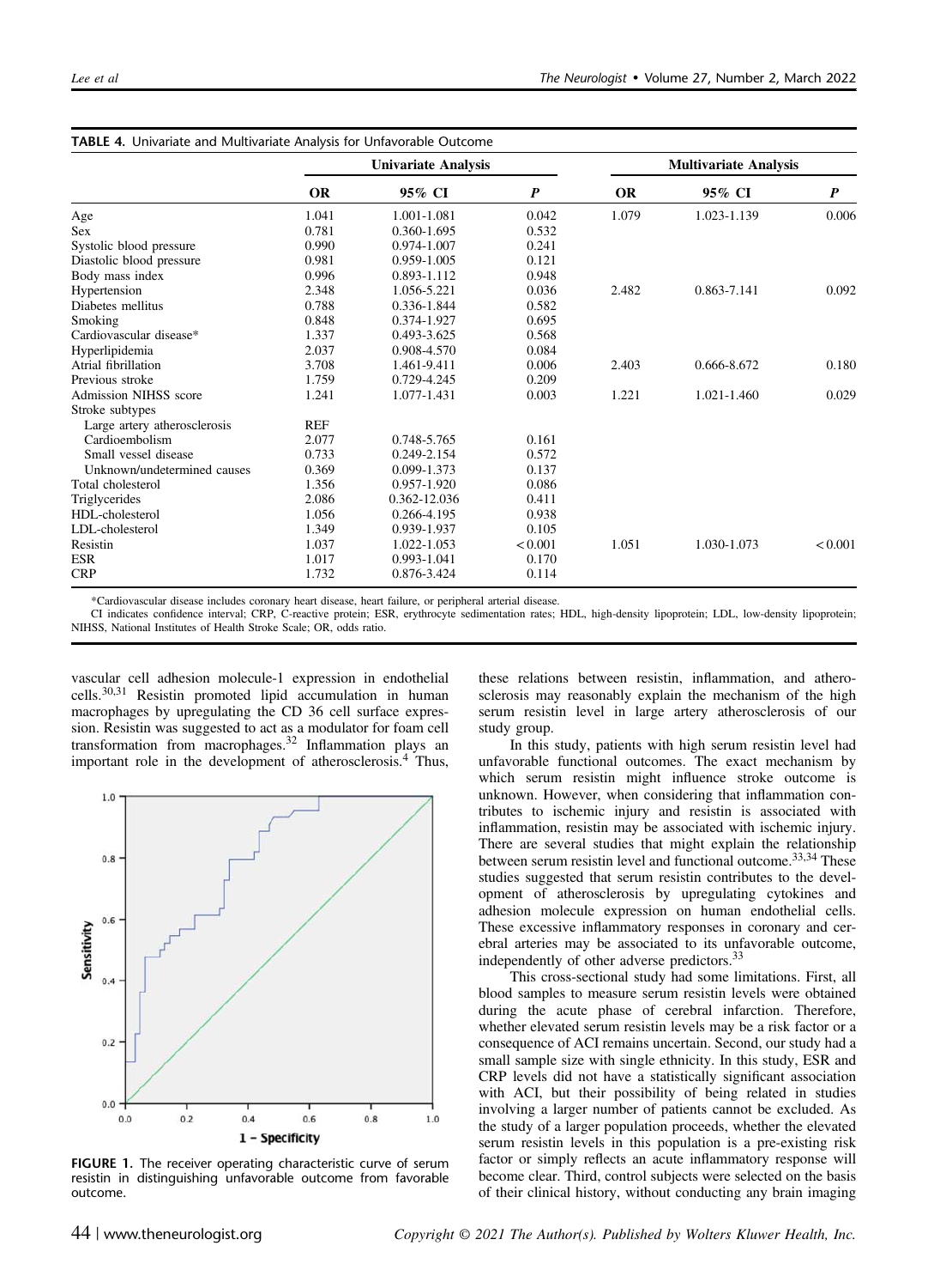**TABLE 4.** Univariate and Multivariate Analysis for Unfavorable Outcome

| | Univariate Analysis | | | Multivariate Analysis | | |
|---|---|---|---|---|---|---|
| | **OR** | **95% CI** | ***P*** | **OR** | **95% CI** | ***P*** |
| Age | 1.041 | 1.001-1.081 | 0.042 | 1.079 | 1.023-1.139 | 0.006 |
| Sex | 0.781 | 0.360-1.695 | 0.532 | | | |
| Systolic blood pressure | 0.990 | 0.974-1.007 | 0.241 | | | |
| Diastolic blood pressure | 0.981 | 0.959-1.005 | 0.121 | | | |
| Body mass index | 0.996 | 0.893-1.112 | 0.948 | | | |
| Hypertension | 2.348 | 1.056-5.221 | 0.036 | 2.482 | 0.863-7.141 | 0.092 |
| Diabetes mellitus | 0.788 | 0.336-1.844 | 0.582 | | | |
| Smoking | 0.848 | 0.374-1.927 | 0.695 | | | |
| Cardiovascular disease* | 1.337 | 0.493-3.625 | 0.568 | | | |
| Hyperlipidemia | 2.037 | 0.908-4.570 | 0.084 | | | |
| Atrial fibrillation | 3.708 | 1.461-9.411 | 0.006 | 2.403 | 0.666-8.672 | 0.180 |
| Previous stroke | 1.759 | 0.729-4.245 | 0.209 | | | |
| Admission NIHSS score | 1.241 | 1.077-1.431 | 0.003 | 1.221 | 1.021-1.460 | 0.029 |
| Stroke subtypes | | | | | | |
| Large artery atherosclerosis | REF | | | | | |
| Cardioembolism | 2.077 | 0.748-5.765 | 0.161 | | | |
| Small vessel disease | 0.733 | 0.249-2.154 | 0.572 | | | |
| Unknown/undetermined causes | 0.369 | 0.099-1.373 | 0.137 | | | |
| Total cholesterol | 1.356 | 0.957-1.920 | 0.086 | | | |
| Triglycerides | 2.086 | 0.362-12.036 | 0.411 | | | |
| HDL-cholesterol | 1.056 | 0.266-4.195 | 0.938 | | | |
| LDL-cholesterol | 1.349 | 0.939-1.937 | 0.105 | | | |
| Resistin | 1.037 | 1.022-1.053 | < 0.001 | 1.051 | 1.030-1.073 | < 0.001 |
| ESR | 1.017 | 0.993-1.041 | 0.170 | | | |
| CRP | 1.732 | 0.876-3.424 | 0.114 | | | |

*Cardiovascular disease includes coronary heart disease, heart failure, or peripheral arterial disease.

CI indicates confidence interval; CRP, C-reactive protein; ESR, erythrocyte sedimentation rates; HDL, high-density lipoprotein; LDL, low-density lipoprotein; NIHSS, National Institutes of Health Stroke Scale; OR, odds ratio.

vascular cell adhesion molecule-1 expression in endothelial cells.[30,31] Resistin promoted lipid accumulation in human macrophages by upregulating the CD 36 cell surface expression. Resistin was suggested to act as a modulator for foam cell transformation from macrophages.[32] Inflammation plays an important role in the development of atherosclerosis.[4] Thus, these relations between resistin, inflammation, and atherosclerosis may reasonably explain the mechanism of the high serum resistin level in large artery atherosclerosis of our study group.

**FIGURE 1.** The receiver operating characteristic curve of serum resistin in distinguishing unfavorable outcome from favorable outcome.

In this study, patients with high serum resistin level had unfavorable functional outcomes. The exact mechanism by which serum resistin might influence stroke outcome is unknown. However, when considering that inflammation contributes to ischemic injury and resistin is associated with inflammation, resistin may be associated with ischemic injury. There are several studies that might explain the relationship between serum resistin level and functional outcome.[33,34] These studies suggested that serum resistin contributes to the development of atherosclerosis by upregulating cytokines and adhesion molecule expression on human endothelial cells. These excessive inflammatory responses in coronary and cerebral arteries may be associated to its unfavorable outcome, independently of other adverse predictors.[33]

This cross-sectional study had some limitations. First, all blood samples to measure serum resistin levels were obtained during the acute phase of cerebral infarction. Therefore, whether elevated serum resistin levels may be a risk factor or a consequence of ACI remains uncertain. Second, our study had a small sample size with single ethnicity. In this study, ESR and CRP levels did not have a statistically significant association with ACI, but their possibility of being related in studies involving a larger number of patients cannot be excluded. As the study of a larger population proceeds, whether the elevated serum resistin levels in this population is a pre-existing risk factor or simply reflects an acute inflammatory response will become clear. Third, control subjects were selected on the basis of their clinical history, without conducting any brain imaging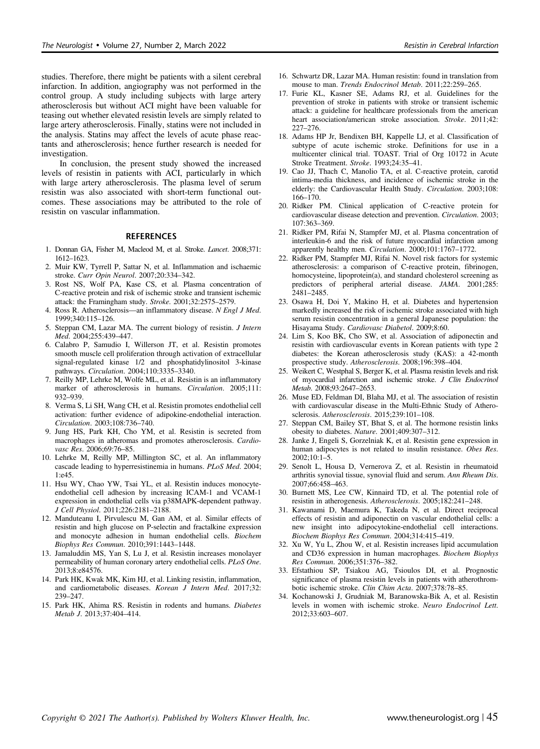studies. Therefore, there might be patients with a silent cerebral infarction. In addition, angiography was not performed in the control group. A study including subjects with large artery atherosclerosis but without ACI might have been valuable for teasing out whether elevated resistin levels are simply related to large artery atherosclerosis. Finally, statins were not included in the analysis. Statins may affect the levels of acute phase reactants and atherosclerosis; hence further research is needed for investigation.

In conclusion, the present study showed the increased levels of resistin in patients with ACI, particularly in which with large artery atherosclerosis. The plasma level of serum resistin was also associated with short-term functional outcomes. These associations may be attributed to the role of resistin on vascular inflammation.

## REFERENCES

1. Donnan GA, Fisher M, Macleod M, et al. Stroke. *Lancet*. 2008;371: 1612–1623.
2. Muir KW, Tyrrell P, Sattar N, et al. Inflammation and ischaemic stroke. *Curr Opin Neurol*. 2007;20:334–342.
3. Rost NS, Wolf PA, Kase CS, et al. Plasma concentration of C-reactive protein and risk of ischemic stroke and transient ischemic attack: the Framingham study. *Stroke*. 2001;32:2575–2579.
4. Ross R. Atherosclerosis—an inflammatory disease. *N Engl J Med*. 1999;340:115–126.
5. Steppan CM, Lazar MA. The current biology of resistin. *J Intern Med*. 2004;255:439–447.
6. Calabro P, Samudio I, Willerson JT, et al. Resistin promotes smooth muscle cell proliferation through activation of extracellular signal-regulated kinase 1/2 and phosphatidylinositol 3-kinase pathways. *Circulation*. 2004;110:3335–3340.
7. Reilly MP, Lehrke M, Wolfe ML, et al. Resistin is an inflammatory marker of atherosclerosis in humans. *Circulation*. 2005;111: 932–939.
8. Verma S, Li SH, Wang CH, et al. Resistin promotes endothelial cell activation: further evidence of adipokine-endothelial interaction. *Circulation*. 2003;108:736–740.
9. Jung HS, Park KH, Cho YM, et al. Resistin is secreted from macrophages in atheromas and promotes atherosclerosis. *Cardiovasc Res*. 2006;69:76–85.
10. Lehrke M, Reilly MP, Millington SC, et al. An inflammatory cascade leading to hyperresistinemia in humans. *PLoS Med*. 2004; 1:e45.
11. Hsu WY, Chao YW, Tsai YL, et al. Resistin induces monocyte-endothelial cell adhesion by increasing ICAM-1 and VCAM-1 expression in endothelial cells via p38MAPK-dependent pathway. *J Cell Physiol*. 2011;226:2181–2188.
12. Manduteanu I, Pirvulescu M, Gan AM, et al. Similar effects of resistin and high glucose on P-selectin and fractalkine expression and monocyte adhesion in human endothelial cells. *Biochem Biophys Res Commun*. 2010;391:1443–1448.
13. Jamaluddin MS, Yan S, Lu J, et al. Resistin increases monolayer permeability of human coronary artery endothelial cells. *PLoS One*. 2013;8:e84576.
14. Park HK, Kwak MK, Kim HJ, et al. Linking resistin, inflammation, and cardiometabolic diseases. *Korean J Intern Med*. 2017;32: 239–247.
15. Park HK, Ahima RS. Resistin in rodents and humans. *Diabetes Metab J*. 2013;37:404–414.
16. Schwartz DR, Lazar MA. Human resistin: found in translation from mouse to man. *Trends Endocrinol Metab*. 2011;22:259–265.
17. Furie KL, Kasner SE, Adams RJ, et al. Guidelines for the prevention of stroke in patients with stroke or transient ischemic attack: a guideline for healthcare professionals from the american heart association/american stroke association. *Stroke*. 2011;42: 227–276.
18. Adams HP Jr, Bendixen BH, Kappelle LJ, et al. Classification of subtype of acute ischemic stroke. Definitions for use in a multicenter clinical trial. TOAST. Trial of Org 10172 in Acute Stroke Treatment. *Stroke*. 1993;24:35–41.
19. Cao JJ, Thach C, Manolio TA, et al. C-reactive protein, carotid intima-media thickness, and incidence of ischemic stroke in the elderly: the Cardiovascular Health Study. *Circulation*. 2003;108: 166–170.
20. Ridker PM. Clinical application of C-reactive protein for cardiovascular disease detection and prevention. *Circulation*. 2003; 107:363–369.
21. Ridker PM, Rifai N, Stampfer MJ, et al. Plasma concentration of interleukin-6 and the risk of future myocardial infarction among apparently healthy men. *Circulation*. 2000;101:1767–1772.
22. Ridker PM, Stampfer MJ, Rifai N. Novel risk factors for systemic atherosclerosis: a comparison of C-reactive protein, fibrinogen, homocysteine, lipoprotein(a), and standard cholesterol screening as predictors of peripheral arterial disease. *JAMA*. 2001;285: 2481–2485.
23. Osawa H, Doi Y, Makino H, et al. Diabetes and hypertension markedly increased the risk of ischemic stroke associated with high serum resistin concentration in a general Japanese population: the Hisayama Study. *Cardiovasc Diabetol*. 2009;8:60.
24. Lim S, Koo BK, Cho SW, et al. Association of adiponectin and resistin with cardiovascular events in Korean patients with type 2 diabetes: the Korean atherosclerosis study (KAS): a 42-month prospective study. *Atherosclerosis*. 2008;196:398–404.
25. Weikert C, Westphal S, Berger K, et al. Plasma resistin levels and risk of myocardial infarction and ischemic stroke. *J Clin Endocrinol Metab*. 2008;93:2647–2653.
26. Muse ED, Feldman DI, Blaha MJ, et al. The association of resistin with cardiovascular disease in the Multi-Ethnic Study of Atherosclerosis. *Atherosclerosis*. 2015;239:101–108.
27. Steppan CM, Bailey ST, Bhat S, et al. The hormone resistin links obesity to diabetes. *Nature*. 2001;409:307–312.
28. Janke J, Engeli S, Gorzelniak K, et al. Resistin gene expression in human adipocytes is not related to insulin resistance. *Obes Res*. 2002;10:1–5.
29. Senolt L, Housa D, Vernerova Z, et al. Resistin in rheumatoid arthritis synovial tissue, synovial fluid and serum. *Ann Rheum Dis*. 2007;66:458–463.
30. Burnett MS, Lee CW, Kinnaird TD, et al. The potential role of resistin in atherogenesis. *Atherosclerosis*. 2005;182:241–248.
31. Kawanami D, Maemura K, Takeda N, et al. Direct reciprocal effects of resistin and adiponectin on vascular endothelial cells: a new insight into adipocytokine-endothelial cell interactions. *Biochem Biophys Res Commun*. 2004;314:415–419.
32. Xu W, Yu L, Zhou W, et al. Resistin increases lipid accumulation and CD36 expression in human macrophages. *Biochem Biophys Res Commun*. 2006;351:376–382.
33. Efstathiou SP, Tsiakou AG, Tsioulos DI, et al. Prognostic significance of plasma resistin levels in patients with atherothrombotic ischemic stroke. *Clin Chim Acta*. 2007;378:78–85.
34. Kochanowski J, Grudniak M, Baranowska-Bik A, et al. Resistin levels in women with ischemic stroke. *Neuro Endocrinol Lett*. 2012;33:603–607.